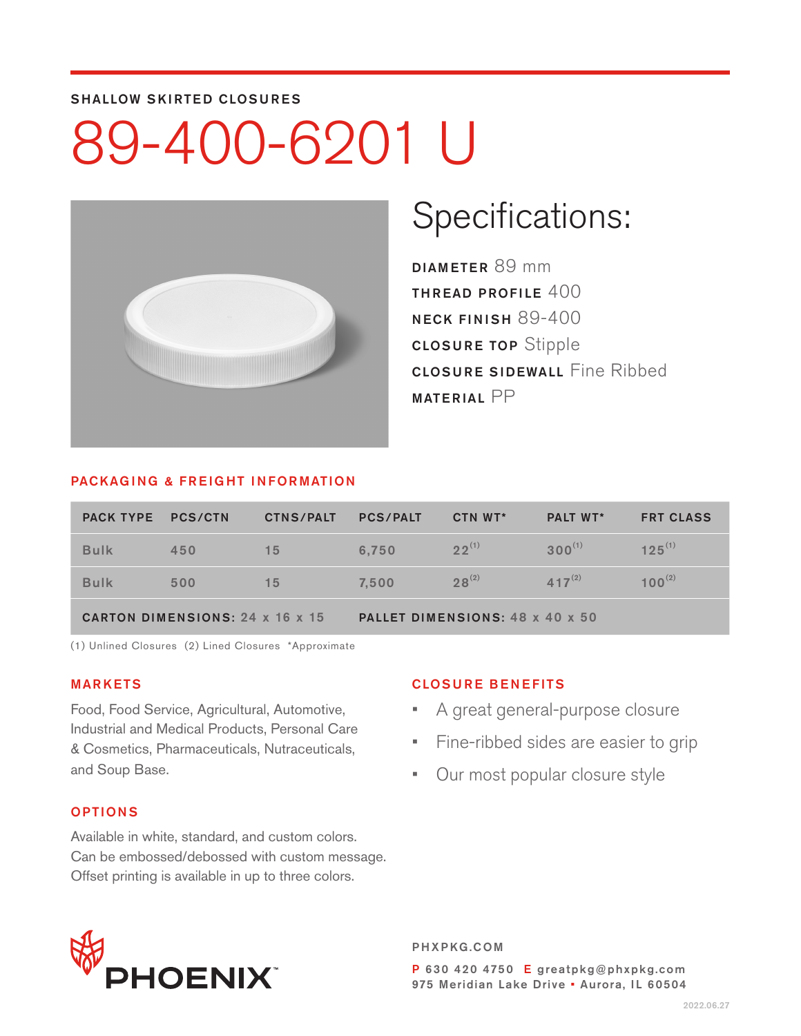SHALLOW SKIRTED CLOSURES

# 89-400-6201 U

## Specifications:

**DIAMETER** 89 mm
**THREAD PROFILE** 400
**NECK FINISH** 89-400
**CLOSURE TOP** Stipple
**CLOSURE SIDEWALL** Fine Ribbed
**MATERIAL** PP

## PACKAGING & FREIGHT INFORMATION

| PACK TYPE | PCS/CTN | CTNS/PALT | PCS/PALT | CTN WT* | PALT WT* | FRT CLASS |
|---|---|---|---|---|---|---|
| Bulk | 450 | 15 | 6,750 | 22 (1) | 300 (1) | 125 (1) |
| Bulk | 500 | 15 | 7,500 | 28 (2) | 417 (2) | 100 (2) |
| **CARTON DIMENSIONS:** 24 x 16 x 15 | | | **PALLET DIMENSIONS:** 48 x 40 x 50 | | | |

(1) Unlined Closures (2) Lined Closures *Approximate

## MARKETS

Food, Food Service, Agricultural, Automotive, Industrial and Medical Products, Personal Care & Cosmetics, Pharmaceuticals, Nutraceuticals, and Soup Base.

## OPTIONS

Available in white, standard, and custom colors. Can be embossed/debossed with custom message. Offset printing is available in up to three colors.

## CLOSURE BENEFITS

- A great general-purpose closure
- Fine-ribbed sides are easier to grip
- Our most popular closure style

PHOENIX™

PHXPKG.COM
P 630 420 4750 E greatpkg@phxpkg.com
975 Meridian Lake Drive ▪ Aurora, IL 60504

2022.06.27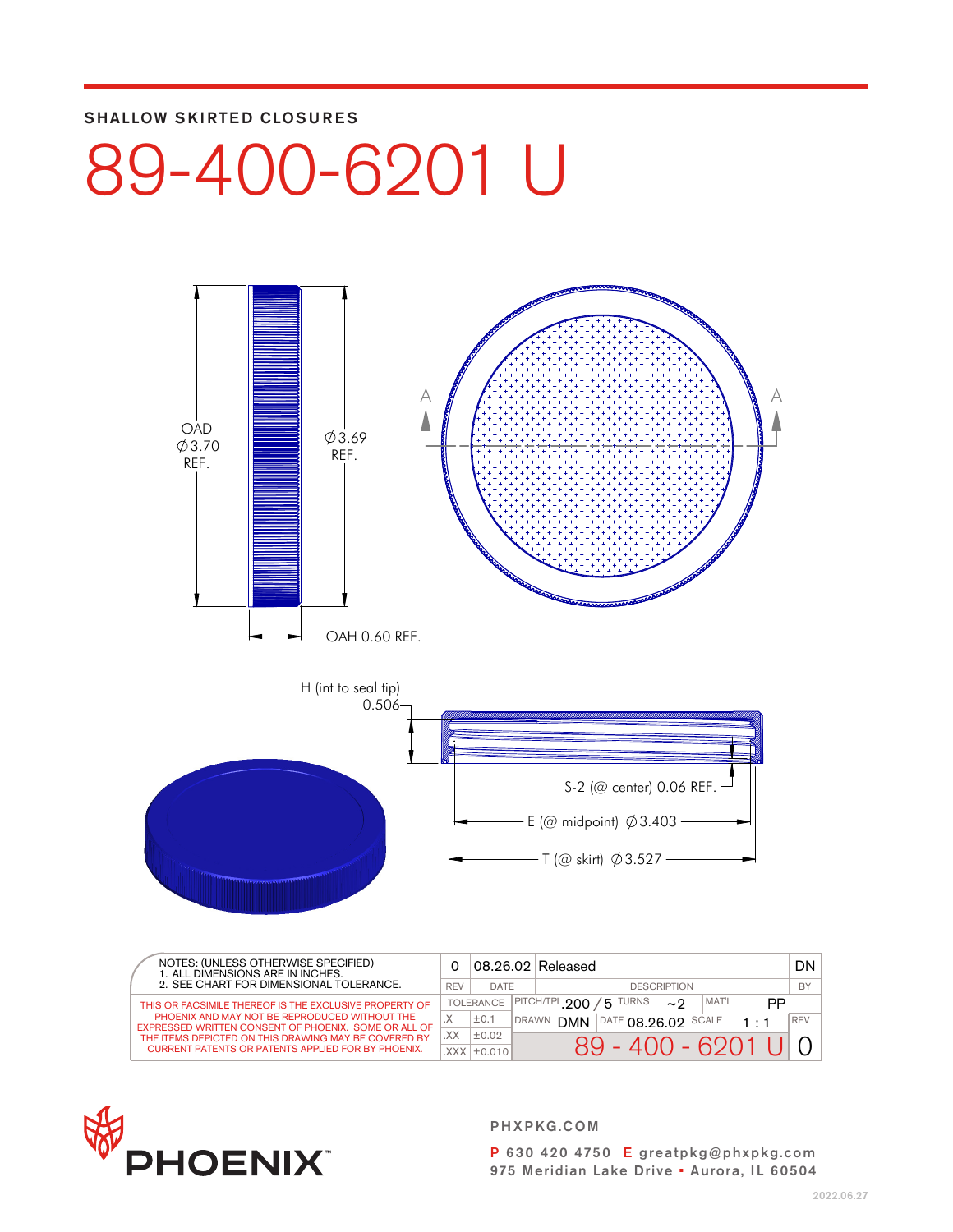SHALLOW SKIRTED CLOSURES

# 89-400-6201 U

OAD ∅3.70 REF.

∅3.69 REF.

OAH 0.60 REF.

A A

H (int to seal tip) 0.506

S-2 (@ center) 0.06 REF.

E (@ midpoint) ∅3.403

T (@ skirt) ∅3.527

NOTES: (UNLESS OTHERWISE SPECIFIED)
1. ALL DIMENSIONS ARE IN INCHES.
2. SEE CHART FOR DIMENSIONAL TOLERANCE.

THIS OR FACSIMILE THEREOF IS THE EXCLUSIVE PROPERTY OF PHOENIX AND MAY NOT BE REPRODUCED WITHOUT THE EXPRESSED WRITTEN CONSENT OF PHOENIX. SOME OR ALL OF THE ITEMS DEPICTED ON THIS DRAWING MAY BE COVERED BY CURRENT PATENTS OR PATENTS APPLIED FOR BY PHOENIX.

| REV | DATE | DESCRIPTION | BY |
|---|---|---|---|
| 0 | 08.26.02 | Released | DN |

| TOLERANCE | | PITCH/TPI | TURNS | MAT'L |
|---|---|---|---|---|
| .X | ±0.1 | .200 / 5 | ~2 | PP |
| .XX | ±0.02 | DRAWN DMN | DATE 08.26.02 | SCALE 1 : 1 |
| .XXX | ±0.010 | 89 - 400 - 6201 U | | REV 0 |

PHOENIX™

PHXPKG.COM

P 630 420 4750 E greatpkg@phxpkg.com
975 Meridian Lake Drive ▪ Aurora, IL 60504

2022.06.27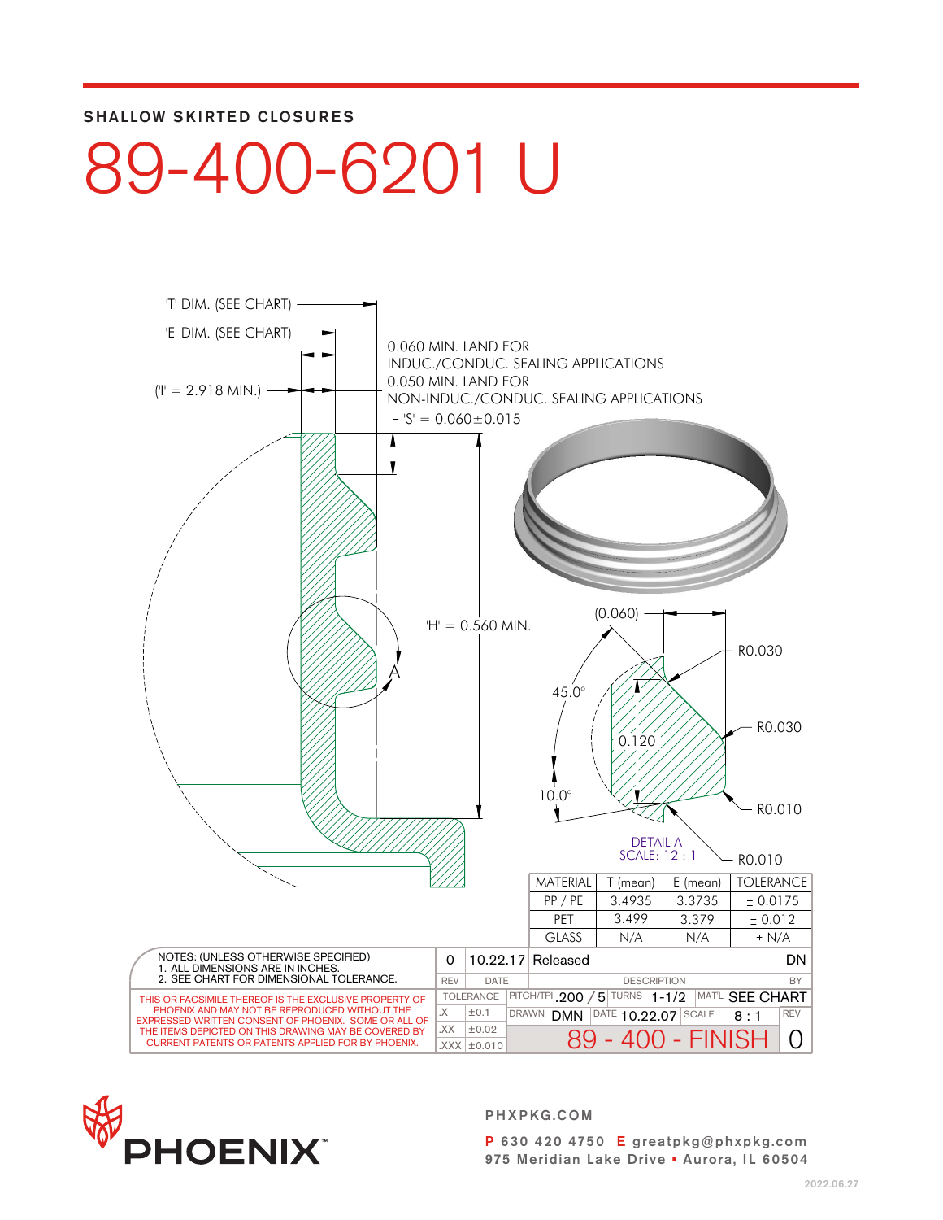**SHALLOW SKIRTED CLOSURES**

# 89-400-6201 U

'T' DIM. (SEE CHART)

'E' DIM. (SEE CHART)

('I' = 2.918 MIN.)

0.060 MIN. LAND FOR INDUC./CONDUC. SEALING APPLICATIONS

0.050 MIN. LAND FOR NON-INDUC./CONDUC. SEALING APPLICATIONS

'S' = 0.060±0.015

'H' = 0.560 MIN.

A

(0.060)

R0.030

45.0°

R0.030

0.120

10.0°

R0.010

DETAIL A
SCALE: 12 : 1

R0.010

| MATERIAL | T (mean) | E (mean) | TOLERANCE |
|---|---|---|---|
| PP / PE | 3.4935 | 3.3735 | ± 0.0175 |
| PET | 3.499 | 3.379 | ± 0.012 |
| GLASS | N/A | N/A | ± N/A |

NOTES: (UNLESS OTHERWISE SPECIFIED)
1. ALL DIMENSIONS ARE IN INCHES.
2. SEE CHART FOR DIMENSIONAL TOLERANCE.

THIS OR FACSIMILE THEREOF IS THE EXCLUSIVE PROPERTY OF PHOENIX AND MAY NOT BE REPRODUCED WITHOUT THE EXPRESSED WRITTEN CONSENT OF PHOENIX. SOME OR ALL OF THE ITEMS DEPICTED ON THIS DRAWING MAY BE COVERED BY CURRENT PATENTS OR PATENTS APPLIED FOR BY PHOENIX.

| REV | DATE | DESCRIPTION | BY |
|---|---|---|---|
| 0 | 10.22.17 | Released | DN |

| TOLERANCE | | | | | |
|---|---|---|---|---|---|
| .X | ±0.1 | PITCH/TPI .200 / 5 | TURNS 1-1/2 | MAT'L SEE CHART | |
| .XX | ±0.02 | DRAWN DMN | DATE 10.22.07 | SCALE 8 : 1 | REV |
| .XXX | ±0.010 | 89 - 400 - FINISH | | | 0 |

PHOENIX™

PHXPKG.COM

P 630 420 4750 E greatpkg@phxpkg.com
975 Meridian Lake Drive ▪ Aurora, IL 60504

2022.06.27